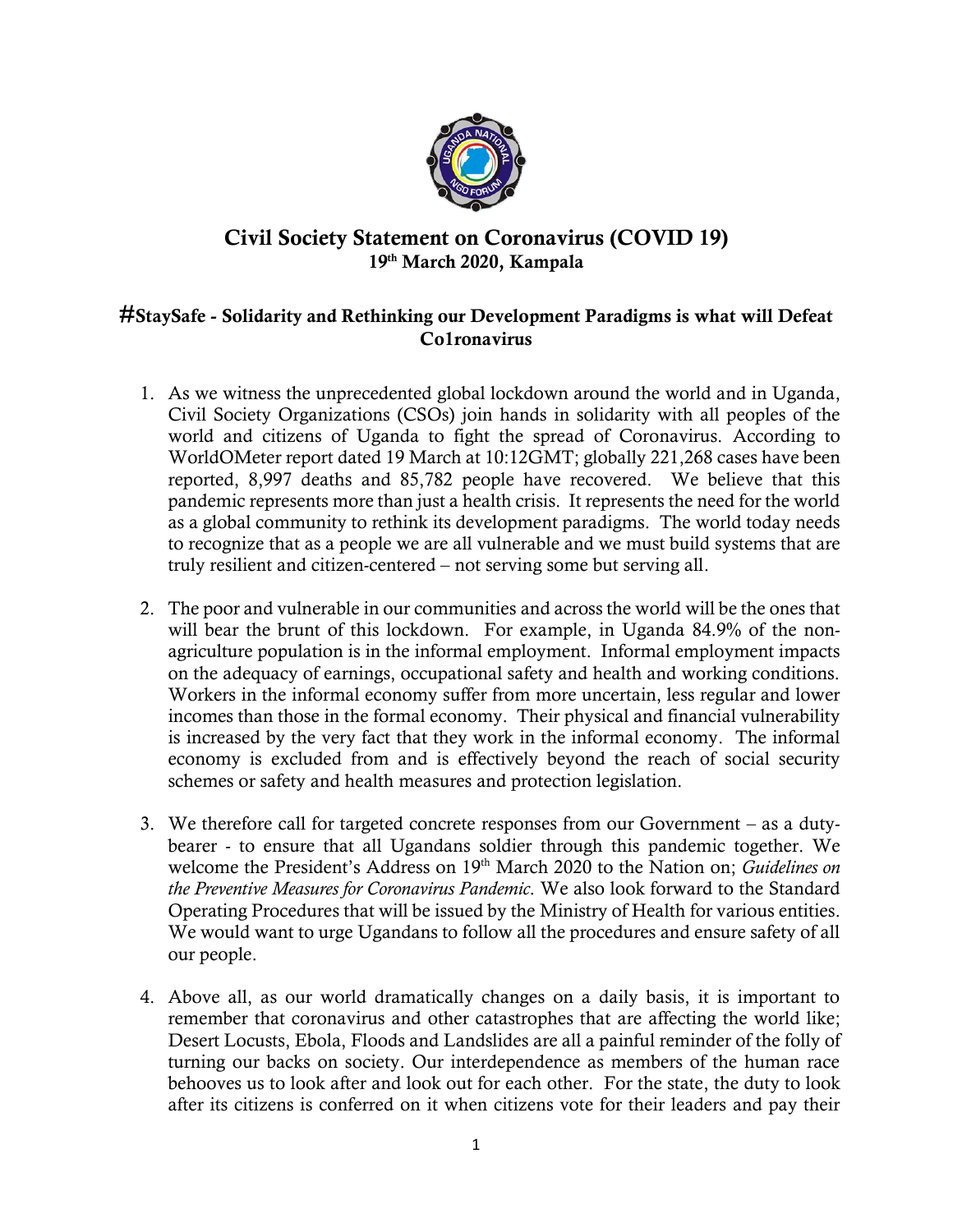# Civil Society Statement on Coronavirus (COVID 19)

**19th March 2020, Kampala**

## #StaySafe - Solidarity and Rethinking our Development Paradigms is what will Defeat Co1ronavirus

1. As we witness the unprecedented global lockdown around the world and in Uganda, Civil Society Organizations (CSOs) join hands in solidarity with all peoples of the world and citizens of Uganda to fight the spread of Coronavirus. According to WorldOMeter report dated 19 March at 10:12GMT; globally 221,268 cases have been reported, 8,997 deaths and 85,782 people have recovered. We believe that this pandemic represents more than just a health crisis. It represents the need for the world as a global community to rethink its development paradigms. The world today needs to recognize that as a people we are all vulnerable and we must build systems that are truly resilient and citizen-centered – not serving some but serving all.

2. The poor and vulnerable in our communities and across the world will be the ones that will bear the brunt of this lockdown. For example, in Uganda 84.9% of the non-agriculture population is in the informal employment. Informal employment impacts on the adequacy of earnings, occupational safety and health and working conditions. Workers in the informal economy suffer from more uncertain, less regular and lower incomes than those in the formal economy. Their physical and financial vulnerability is increased by the very fact that they work in the informal economy. The informal economy is excluded from and is effectively beyond the reach of social security schemes or safety and health measures and protection legislation.

3. We therefore call for targeted concrete responses from our Government – as a duty-bearer - to ensure that all Ugandans soldier through this pandemic together. We welcome the President's Address on 19th March 2020 to the Nation on; *Guidelines on the Preventive Measures for Coronavirus Pandemic*. We also look forward to the Standard Operating Procedures that will be issued by the Ministry of Health for various entities. We would want to urge Ugandans to follow all the procedures and ensure safety of all our people.

4. Above all, as our world dramatically changes on a daily basis, it is important to remember that coronavirus and other catastrophes that are affecting the world like; Desert Locusts, Ebola, Floods and Landslides are all a painful reminder of the folly of turning our backs on society. Our interdependence as members of the human race behooves us to look after and look out for each other. For the state, the duty to look after its citizens is conferred on it when citizens vote for their leaders and pay their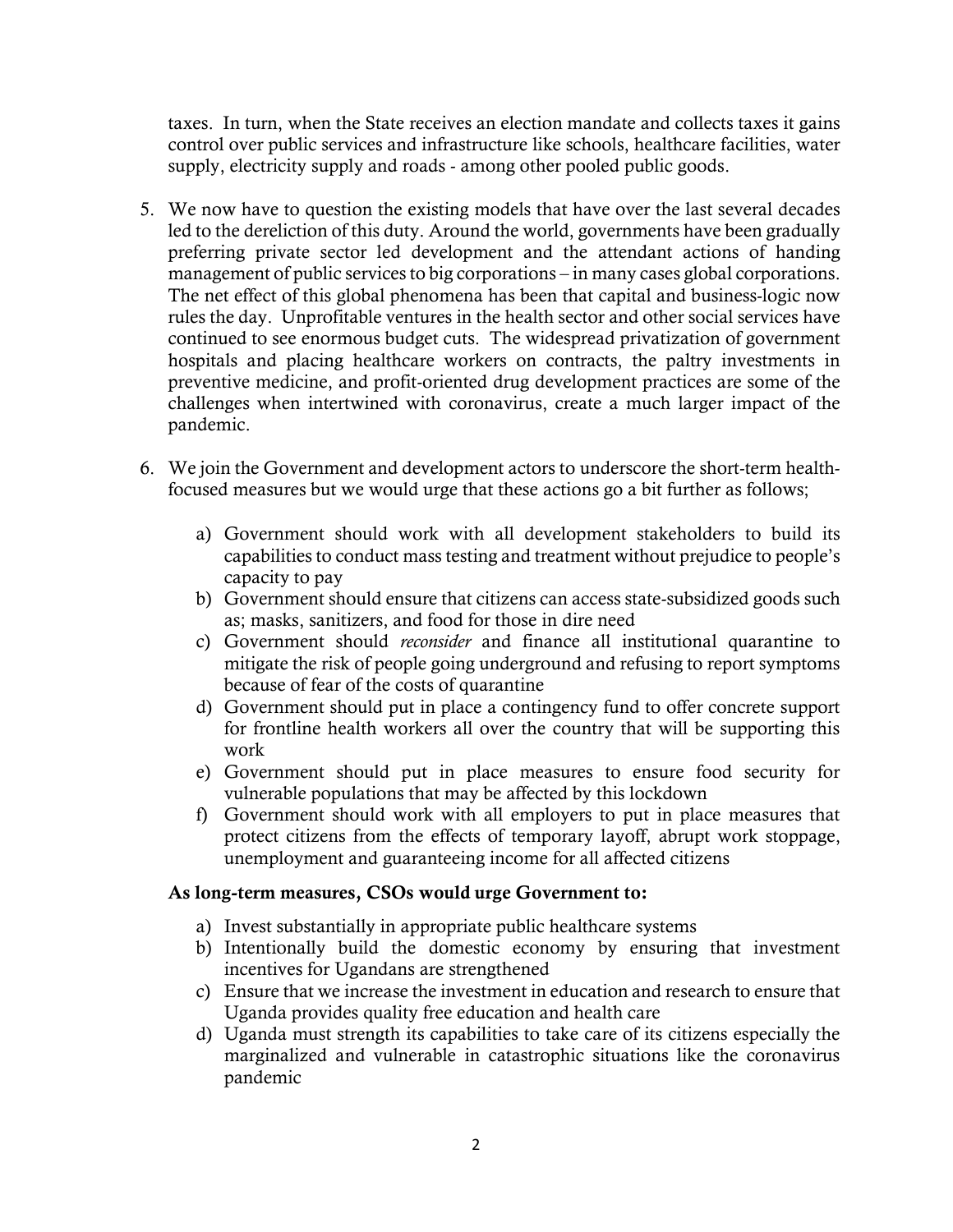taxes. In turn, when the State receives an election mandate and collects taxes it gains control over public services and infrastructure like schools, healthcare facilities, water supply, electricity supply and roads - among other pooled public goods.

5. We now have to question the existing models that have over the last several decades led to the dereliction of this duty. Around the world, governments have been gradually preferring private sector led development and the attendant actions of handing management of public services to big corporations – in many cases global corporations. The net effect of this global phenomena has been that capital and business-logic now rules the day. Unprofitable ventures in the health sector and other social services have continued to see enormous budget cuts. The widespread privatization of government hospitals and placing healthcare workers on contracts, the paltry investments in preventive medicine, and profit-oriented drug development practices are some of the challenges when intertwined with coronavirus, create a much larger impact of the pandemic.

6. We join the Government and development actors to underscore the short-term health-focused measures but we would urge that these actions go a bit further as follows;

   a) Government should work with all development stakeholders to build its capabilities to conduct mass testing and treatment without prejudice to people's capacity to pay
   b) Government should ensure that citizens can access state-subsidized goods such as; masks, sanitizers, and food for those in dire need
   c) Government should *reconsider* and finance all institutional quarantine to mitigate the risk of people going underground and refusing to report symptoms because of fear of the costs of quarantine
   d) Government should put in place a contingency fund to offer concrete support for frontline health workers all over the country that will be supporting this work
   e) Government should put in place measures to ensure food security for vulnerable populations that may be affected by this lockdown
   f) Government should work with all employers to put in place measures that protect citizens from the effects of temporary layoff, abrupt work stoppage, unemployment and guaranteeing income for all affected citizens

**As long-term measures, CSOs would urge Government to:**

a) Invest substantially in appropriate public healthcare systems
b) Intentionally build the domestic economy by ensuring that investment incentives for Ugandans are strengthened
c) Ensure that we increase the investment in education and research to ensure that Uganda provides quality free education and health care
d) Uganda must strength its capabilities to take care of its citizens especially the marginalized and vulnerable in catastrophic situations like the coronavirus pandemic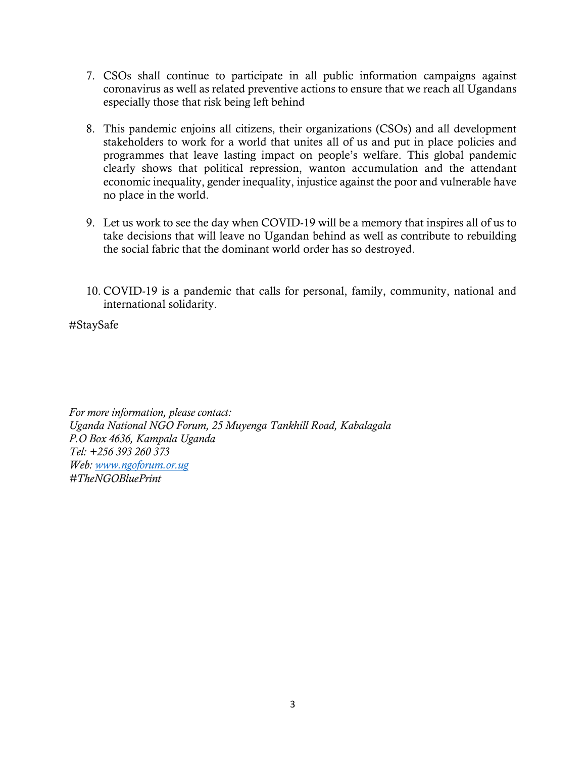7. CSOs shall continue to participate in all public information campaigns against coronavirus as well as related preventive actions to ensure that we reach all Ugandans especially those that risk being left behind

8. This pandemic enjoins all citizens, their organizations (CSOs) and all development stakeholders to work for a world that unites all of us and put in place policies and programmes that leave lasting impact on people's welfare. This global pandemic clearly shows that political repression, wanton accumulation and the attendant economic inequality, gender inequality, injustice against the poor and vulnerable have no place in the world.

9. Let us work to see the day when COVID-19 will be a memory that inspires all of us to take decisions that will leave no Ugandan behind as well as contribute to rebuilding the social fabric that the dominant world order has so destroyed.

10. COVID-19 is a pandemic that calls for personal, family, community, national and international solidarity.

#StaySafe

*For more information, please contact:*
*Uganda National NGO Forum, 25 Muyenga Tankhill Road, Kabalagala*
*P.O Box 4636, Kampala Uganda*
*Tel: +256 393 260 373*
*Web: [www.ngoforum.or.ug](http://www.ngoforum.or.ug)*
*#TheNGOBluePrint*